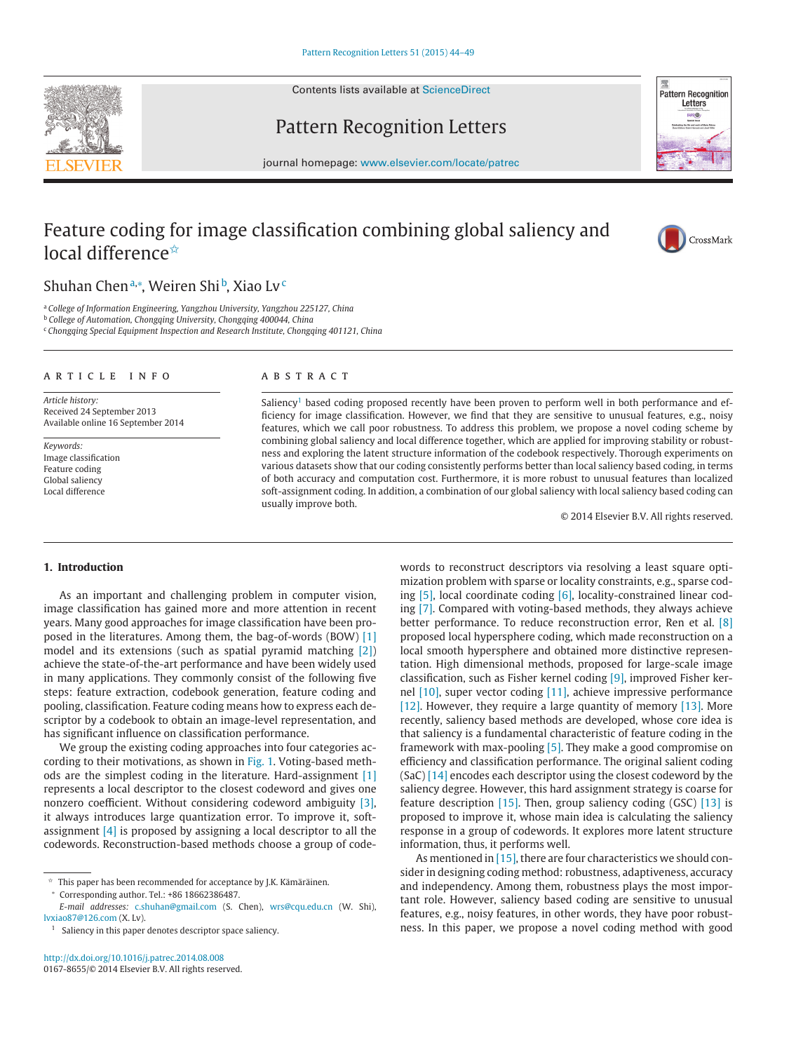# Feature coding for image classification combining global saliency and local difference[☆]

Shuhan Chen[a,*], Weiren Shi[b], Xiao Lv[c]

[a] College of Information Engineering, Yangzhou University, Yangzhou 225127, China
[b] College of Automation, Chongqing University, Chongqing 400044, China
[c] Chongqing Special Equipment Inspection and Research Institute, Chongqing 401121, China

## ARTICLE INFO

*Article history:*
Received 24 September 2013
Available online 16 September 2014

*Keywords:*
Image classification
Feature coding
Global saliency
Local difference

## ABSTRACT

Saliency[1] based coding proposed recently have been proven to perform well in both performance and efficiency for image classification. However, we find that they are sensitive to unusual features, e.g., noisy features, which we call poor robustness. To address this problem, we propose a novel coding scheme by combining global saliency and local difference together, which are applied for improving stability or robustness and exploring the latent structure information of the codebook respectively. Thorough experiments on various datasets show that our coding consistently performs better than local saliency based coding, in terms of both accuracy and computation cost. Furthermore, it is more robust to unusual features than localized soft-assignment coding. In addition, a combination of our global saliency with local saliency based coding can usually improve both.

© 2014 Elsevier B.V. All rights reserved.

## 1. Introduction

As an important and challenging problem in computer vision, image classification has gained more and more attention in recent years. Many good approaches for image classification have been proposed in the literatures. Among them, the bag-of-words (BOW) [1] model and its extensions (such as spatial pyramid matching [2]) achieve the state-of-the-art performance and have been widely used in many applications. They commonly consist of the following five steps: feature extraction, codebook generation, feature coding and pooling, classification. Feature coding means how to express each descriptor by a codebook to obtain an image-level representation, and has significant influence on classification performance.

We group the existing coding approaches into four categories according to their motivations, as shown in Fig. 1. Voting-based methods are the simplest coding in the literature. Hard-assignment [1] represents a local descriptor to the closest codeword and gives one nonzero coefficient. Without considering codeword ambiguity [3], it always introduces large quantization error. To improve it, soft-assignment [4] is proposed by assigning a local descriptor to all the codewords. Reconstruction-based methods choose a group of codewords to reconstruct descriptors via resolving a least square optimization problem with sparse or locality constraints, e.g., sparse coding [5], local coordinate coding [6], locality-constrained linear coding [7]. Compared with voting-based methods, they always achieve better performance. To reduce reconstruction error, Ren et al. [8] proposed local hypersphere coding, which made reconstruction on a local smooth hypersphere and obtained more distinctive representation. High dimensional methods, proposed for large-scale image classification, such as Fisher kernel coding [9], improved Fisher kernel [10], super vector coding [11], achieve impressive performance [12]. However, they require a large quantity of memory [13]. More recently, saliency based methods are developed, whose core idea is that saliency is a fundamental characteristic of feature coding in the framework with max-pooling [5]. They make a good compromise on efficiency and classification performance. The original salient coding (SaC) [14] encodes each descriptor using the closest codeword by the saliency degree. However, this hard assignment strategy is coarse for feature description [15]. Then, group saliency coding (GSC) [13] is proposed to improve it, whose main idea is calculating the saliency response in a group of codewords. It explores more latent structure information, thus, it performs well.

As mentioned in [15], there are four characteristics we should consider in designing coding method: robustness, adaptiveness, accuracy and independency. Among them, robustness plays the most important role. However, saliency based coding are sensitive to unusual features, e.g., noisy features, in other words, they have poor robustness. In this paper, we propose a novel coding method with good

---

[☆] This paper has been recommended for acceptance by J.K. Kämäräinen.
[*] Corresponding author. Tel.: +86 18662386487.
*E-mail addresses:* c.shuhan@gmail.com (S. Chen), wrs@cqu.edu.cn (W. Shi), lvxiao87@126.com (X. Lv).
[1] Saliency in this paper denotes descriptor space saliency.

http://dx.doi.org/10.1016/j.patrec.2014.08.008
0167-8655/© 2014 Elsevier B.V. All rights reserved.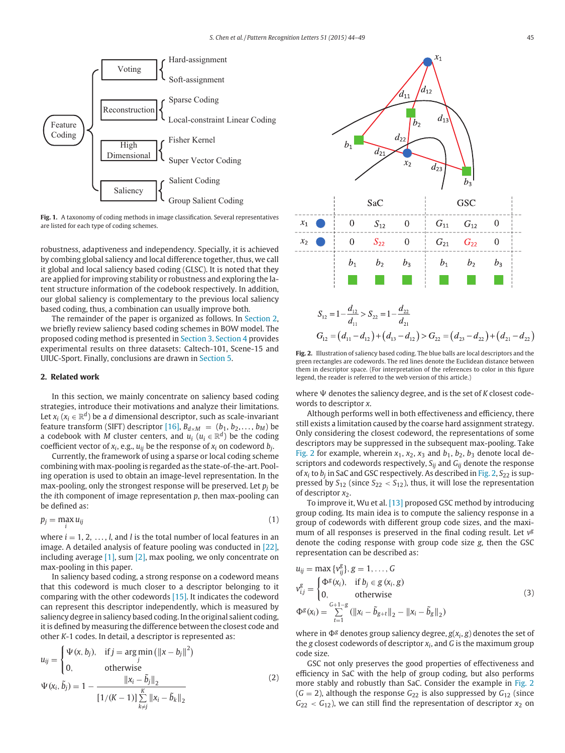**Fig. 1.** A taxonomy of coding methods in image classification. Several representatives are listed for each type of coding schemes.

robustness, adaptiveness and independency. Specially, it is achieved by combining global saliency and local difference together, thus, we call it global and local saliency based coding (GLSC). It is noted that they are applied for improving stability or robustness and exploring the latent structure information of the codebook respectively. In addition, our global saliency is complementary to the previous local saliency based coding, thus, a combination can usually improve both.

The remainder of the paper is organized as follows. In Section 2, we briefly review saliency based coding schemes in BOW model. The proposed coding method is presented in Section 3. Section 4 provides experimental results on three datasets: Caltech-101, Scene-15 and UIUC-Sport. Finally, conclusions are drawn in Section 5.

## 2. Related work

In this section, we mainly concentrate on saliency based coding strategies, introduce their motivations and analyze their limitations. Let $x_i$ ($x_i \in \mathbb{R}^d$) be a $d$ dimensional descriptor, such as scale-invariant feature transform (SIFT) descriptor [16], $B_{d\times M} = (b_1, b_2, \ldots, b_M)$ be a codebook with $M$ cluster centers, and $u_i$ ($u_i \in \mathbb{R}^d$) be the coding coefficient vector of $x_i$, e.g., $u_{ij}$ be the response of $x_i$ on codeword $b_j$.

Currently, the framework of using a sparse or local coding scheme combining with max-pooling is regarded as the state-of-the-art. Pooling operation is used to obtain an image-level representation. In the max-pooling, only the strongest response will be preserved. Let $p_j$ be the $i$th component of image representation $p$, then max-pooling can be defined as:

$$p_j = \max_i u_{ij} \tag{1}$$

where $i = 1, 2, \ldots, l$, and $l$ is the total number of local features in an image. A detailed analysis of feature pooling was conducted in [22], including average [1], sum [2], max pooling, we only concentrate on max-pooling in this paper.

In saliency based coding, a strong response on a codeword means that this codeword is much closer to a descriptor belonging to it comparing with the other codewords [15]. It indicates the codeword can represent this descriptor independently, which is measured by saliency degree in saliency based coding. In the original salient coding, it is defined by measuring the difference between the closest code and other $K$-1 codes. In detail, a descriptor is represented as:

$$u_{ij} = \begin{cases} \Psi(x, b_j), & \text{if } j = \arg\min_j (\|x - b_j\|^2) \\ 0, & \text{otherwise} \end{cases}$$
$$\Psi(x_i, \tilde{b}_j) = 1 - \frac{\|x_i - \tilde{b}_j\|_2}{[1/(K-1)] \sum_{k \neq j}^{K} \|x_i - \tilde{b}_k\|_2} \tag{2}$$

| | | SaC | | | GSC | | |
|---|---|---|---|---|---|---|---|
| $x_1$ | ● | 0 | $S_{12}$ | 0 | $G_{11}$ | $G_{12}$ | 0 |
| $x_2$ | ● | 0 | $S_{22}$ | 0 | $G_{21}$ | $G_{22}$ | 0 |
| | | $b_1$ | $b_2$ | $b_3$ | $b_1$ | $b_2$ | $b_3$ |

$$S_{12} = 1 - \frac{d_{12}}{d_{11}} > S_{22} = 1 - \frac{d_{22}}{d_{21}}$$

$$G_{12} = (d_{11} - d_{12}) + (d_{13} - d_{12}) > G_{22} = (d_{23} - d_{22}) + (d_{21} - d_{22})$$

**Fig. 2.** Illustration of saliency based coding. The blue balls are local descriptors and the green rectangles are codewords. The red lines denote the Euclidean distance between them in descriptor space. (For interpretation of the references to color in this figure legend, the reader is referred to the web version of this article.)

where $\Psi$ denotes the saliency degree, and is the set of $K$ closest codewords to descriptor $x$.

Although performs well in both effectiveness and efficiency, there still exists a limitation caused by the coarse hard assignment strategy. Only considering the closest codeword, the representations of some descriptors may be suppressed in the subsequent max-pooling. Take Fig. 2 for example, wherein $x_1$, $x_2$, $x_3$ and $b_1$, $b_2$, $b_3$ denote local descriptors and codewords respectively, $S_{ij}$ and $G_{ij}$ denote the response of $x_i$ to $b_j$ in SaC and GSC respectively. As described in Fig. 2, $S_{22}$ is suppressed by $S_{12}$ (since $S_{22} < S_{12}$), thus, it will lose the representation of descriptor $x_2$.

To improve it, Wu et al. [13] proposed GSC method by introducing group coding. Its main idea is to compute the saliency response in a group of codewords with different group code sizes, and the maximum of all responses is preserved in the final coding result. Let $v^g$ denote the coding response with group code size $g$, then the GSC representation can be described as:

$$u_{ij} = \max\{v^g_{ij}\}, g = 1, \ldots, G$$
$$v^g_{i,j} = \begin{cases} \Phi^g(x_i), & \text{if } b_j \in g(x_i, g) \\ 0, & \text{otherwise} \end{cases} \tag{3}$$
$$\Phi^g(x_i) = \sum_{t=1}^{G+1-g} (\|x_i - \tilde{b}_{g+t}\|_2 - \|x_i - \tilde{b}_g\|_2)$$

where in $\Phi^g$ denotes group saliency degree, $g(x_i, g)$ denotes the set of the $g$ closest codewords of descriptor $x_i$, and $G$ is the maximum group code size.

GSC not only preserves the good properties of effectiveness and efficiency in SaC with the help of group coding, but also performs more stably and robustly than SaC. Consider the example in Fig. 2 ($G = 2$), although the response $G_{22}$ is also suppressed by $G_{12}$ (since $G_{22} < G_{12}$), we can still find the representation of descriptor $x_2$ on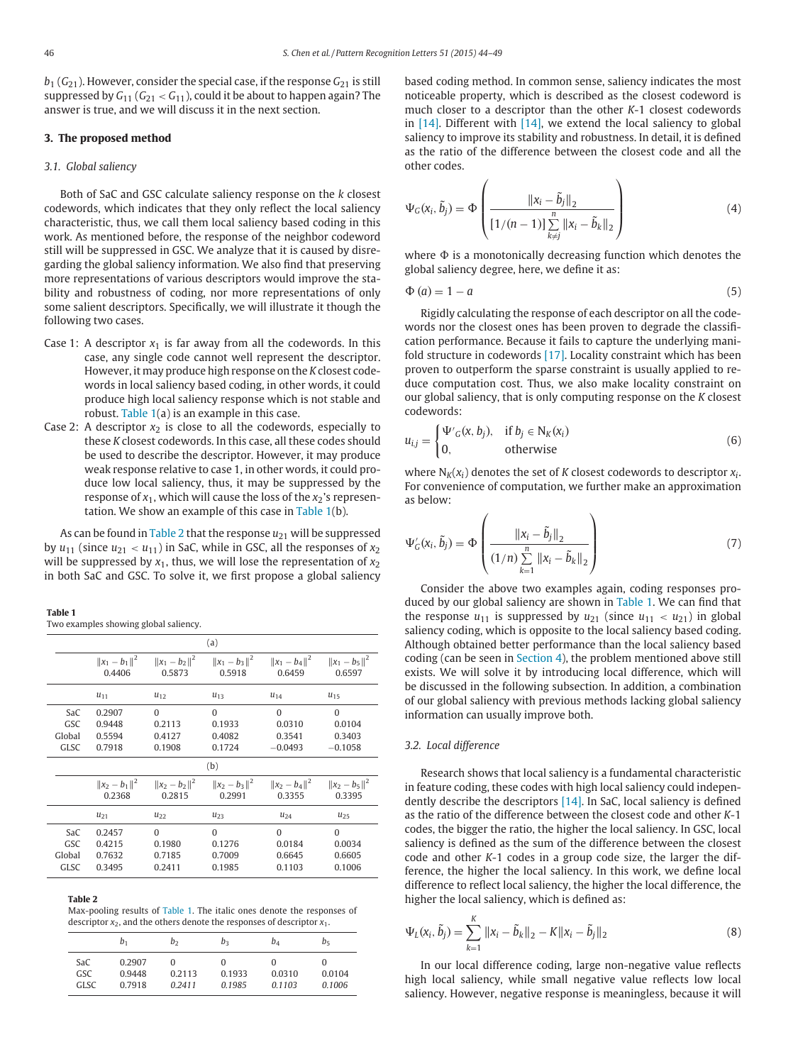$b_1$ ($G_{21}$). However, consider the special case, if the response $G_{21}$ is still suppressed by $G_{11}$ ($G_{21} < G_{11}$), could it be about to happen again? The answer is true, and we will discuss it in the next section.

## 3. The proposed method

### 3.1. Global saliency

Both of SaC and GSC calculate saliency response on the $k$ closest codewords, which indicates that they only reflect the local saliency characteristic, thus, we call them local saliency based coding in this work. As mentioned before, the response of the neighbor codeword still will be suppressed in GSC. We analyze that it is caused by disregarding the global saliency information. We also find that preserving more representations of various descriptors would improve the stability and robustness of coding, nor more representations of only some salient descriptors. Specifically, we will illustrate it though the following two cases.

Case 1: A descriptor $x_1$ is far away from all the codewords. In this case, any single code cannot well represent the descriptor. However, it may produce high response on the $K$ closest codewords in local saliency based coding, in other words, it could produce high local saliency response which is not stable and robust. Table 1(a) is an example in this case.

Case 2: A descriptor $x_2$ is close to all the codewords, especially to these $K$ closest codewords. In this case, all these codes should be used to describe the descriptor. However, it may produce weak response relative to case 1, in other words, it could produce low local saliency, thus, it may be suppressed by the response of $x_1$, which will cause the loss of the $x_2$'s representation. We show an example of this case in Table 1(b).

As can be found in Table 2 that the response $u_{21}$ will be suppressed by $u_{11}$ (since $u_{21} < u_{11}$) in SaC, while in GSC, all the responses of $x_2$ will be suppressed by $x_1$, thus, we will lose the representation of $x_2$ in both SaC and GSC. To solve it, we first propose a global saliency based coding method. In common sense, saliency indicates the most noticeable property, which is described as the closest codeword is much closer to a descriptor than the other $K$-1 closest codewords in [14]. Different with [14], we extend the local saliency to global saliency to improve its stability and robustness. In detail, it is defined as the ratio of the difference between the closest code and all the other codes.

$$\Psi_G(x_i, \tilde{b}_j) = \Phi\left(\frac{\|x_i - \tilde{b}_j\|_2}{[1/(n-1)]\sum_{k \neq j}^{n} \|x_i - \tilde{b}_k\|_2}\right) \tag{4}$$

where $\Phi$ is a monotonically decreasing function which denotes the global saliency degree, here, we define it as:

$$\Phi(a) = 1 - a \tag{5}$$

Rigidly calculating the response of each descriptor on all the codewords nor the closest ones has been proven to degrade the classification performance. Because it fails to capture the underlying manifold structure in codewords [17]. Locality constraint which has been proven to outperform the sparse constraint is usually applied to reduce computation cost. Thus, we also make locality constraint on our global saliency, that is only computing response on the $K$ closest codewords:

$$u_{i,j} = \begin{cases} \Psi'_G(x, b_j), & \text{if } b_j \in \mathrm{N}_K(x_i) \\ 0, & \text{otherwise} \end{cases} \tag{6}$$

where $\mathrm{N}_K(x_i)$ denotes the set of $K$ closest codewords to descriptor $x_i$. For convenience of computation, we further make an approximation as below:

$$\Psi'_G(x_i, \tilde{b}_j) = \Phi\left(\frac{\|x_i - \tilde{b}_j\|_2}{(1/n)\sum_{k=1}^{n} \|x_i - \tilde{b}_k\|_2}\right) \tag{7}$$

Consider the above two examples again, coding responses produced by our global saliency are shown in Table 1. We can find that the response $u_{11}$ is suppressed by $u_{21}$ (since $u_{11} < u_{21}$) in global saliency coding, which is opposite to the local saliency based coding. Although obtained better performance than the local saliency based coding (can be seen in Section 4), the problem mentioned above still exists. We will solve it by introducing local difference, which will be discussed in the following subsection. In addition, a combination of our global saliency with previous methods lacking global saliency information can usually improve both.

**Table 1**
Two examples showing global saliency.

| | (a) | | | | |
|---|---|---|---|---|---|
| | $\|x_1 - b_1\|^2$ 0.4406 | $\|x_1 - b_2\|^2$ 0.5873 | $\|x_1 - b_3\|^2$ 0.5918 | $\|x_1 - b_4\|^2$ 0.6459 | $\|x_1 - b_5\|^2$ 0.6597 |
| | $u_{11}$ | $u_{12}$ | $u_{13}$ | $u_{14}$ | $u_{15}$ |
| SaC | 0.2907 | 0 | 0 | 0 | 0 |
| GSC | 0.9448 | 0.2113 | 0.1933 | 0.0310 | 0.0104 |
| Global | 0.5594 | 0.4127 | 0.4082 | 0.3541 | 0.3403 |
| GLSC | 0.7918 | 0.1908 | 0.1724 | −0.0493 | −0.1058 |
| | (b) | | | | |
| | $\|x_2 - b_1\|^2$ 0.2368 | $\|x_2 - b_2\|^2$ 0.2815 | $\|x_2 - b_3\|^2$ 0.2991 | $\|x_2 - b_4\|^2$ 0.3355 | $\|x_2 - b_5\|^2$ 0.3395 |
| | $u_{21}$ | $u_{22}$ | $u_{23}$ | $u_{24}$ | $u_{25}$ |
| SaC | 0.2457 | 0 | 0 | 0 | 0 |
| GSC | 0.4215 | 0.1980 | 0.1276 | 0.0184 | 0.0034 |
| Global | 0.7632 | 0.7185 | 0.7009 | 0.6645 | 0.6605 |
| GLSC | 0.3495 | 0.2411 | 0.1985 | 0.1103 | 0.1006 |

**Table 2**
Max-pooling results of Table 1. The italic ones denote the responses of descriptor $x_2$, and the others denote the responses of descriptor $x_1$.

| | $b_1$ | $b_2$ | $b_3$ | $b_4$ | $b_5$ |
|---|---|---|---|---|---|
| SaC | 0.2907 | 0 | 0 | 0 | 0 |
| GSC | 0.9448 | 0.2113 | 0.1933 | 0.0310 | 0.0104 |
| GLSC | 0.7918 | *0.2411* | *0.1985* | *0.1103* | *0.1006* |

### 3.2. Local difference

Research shows that local saliency is a fundamental characteristic in feature coding, these codes with high local saliency could independently describe the descriptors [14]. In SaC, local saliency is defined as the ratio of the difference between the closest code and other $K$-1 codes, the bigger the ratio, the higher the local saliency. In GSC, local saliency is defined as the sum of the difference between the closest code and other $K$-1 codes in a group code size, the larger the difference, the higher the local saliency. In this work, we define local difference to reflect local saliency, the higher the local difference, the higher the local saliency, which is defined as:

$$\Psi_L(x_i, \tilde{b}_j) = \sum_{k=1}^{K} \|x_i - \tilde{b}_k\|_2 - K\|x_i - \tilde{b}_j\|_2 \tag{8}$$

In our local difference coding, large non-negative value reflects high local saliency, while small negative value reflects low local saliency. However, negative response is meaningless, because it will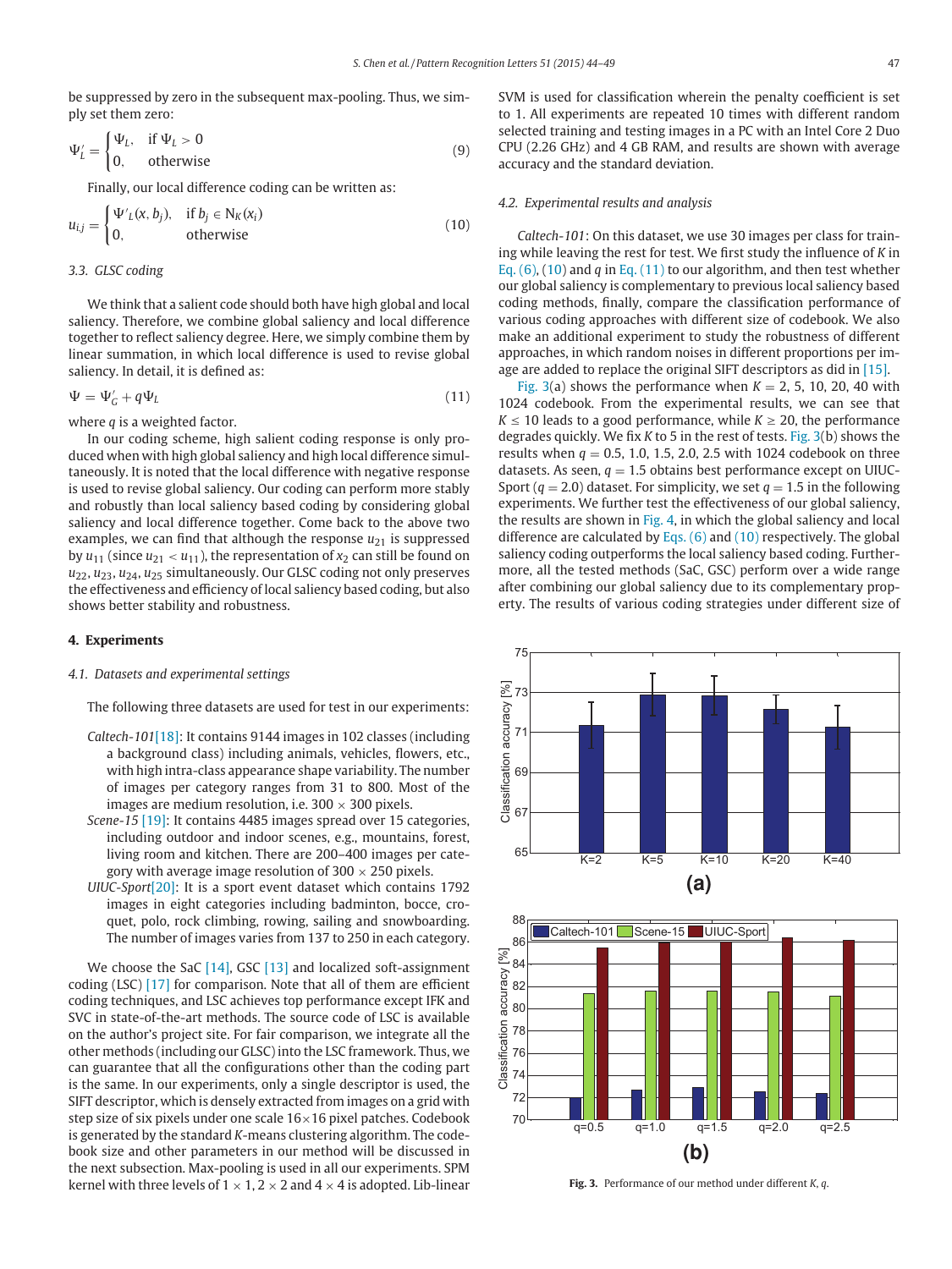be suppressed by zero in the subsequent max-pooling. Thus, we simply set them zero:

$$\Psi'_L = \begin{cases} \Psi_L, & \text{if } \Psi_L > 0 \\ 0, & \text{otherwise} \end{cases} \tag{9}$$

Finally, our local difference coding can be written as:

$$u_{i,j} = \begin{cases} \Psi'_L(x, b_j), & \text{if } b_j \in \mathrm{N}_K(x_i) \\ 0, & \text{otherwise} \end{cases} \tag{10}$$

### 3.3. GLSC coding

We think that a salient code should both have high global and local saliency. Therefore, we combine global saliency and local difference together to reflect saliency degree. Here, we simply combine them by linear summation, in which local difference is used to revise global saliency. In detail, it is defined as:

$$\Psi = \Psi'_G + q\Psi_L \tag{11}$$

where $q$ is a weighted factor.

In our coding scheme, high salient coding response is only produced when with high global saliency and high local difference simultaneously. It is noted that the local difference with negative response is used to revise global saliency. Our coding can perform more stably and robustly than local saliency based coding by considering global saliency and local difference together. Come back to the above two examples, we can find that although the response $u_{21}$ is suppressed by $u_{11}$ (since $u_{21} < u_{11}$), the representation of $x_2$ can still be found on $u_{22}, u_{23}, u_{24}, u_{25}$ simultaneously. Our GLSC coding not only preserves the effectiveness and efficiency of local saliency based coding, but also shows better stability and robustness.

## 4. Experiments

### 4.1. Datasets and experimental settings

The following three datasets are used for test in our experiments:

*Caltech-101*[18]: It contains 9144 images in 102 classes (including a background class) including animals, vehicles, flowers, etc., with high intra-class appearance shape variability. The number of images per category ranges from 31 to 800. Most of the images are medium resolution, i.e. 300 × 300 pixels.

*Scene-15* [19]: It contains 4485 images spread over 15 categories, including outdoor and indoor scenes, e.g., mountains, forest, living room and kitchen. There are 200–400 images per category with average image resolution of 300 × 250 pixels.

*UIUC-Sport*[20]: It is a sport event dataset which contains 1792 images in eight categories including badminton, bocce, croquet, polo, rock climbing, rowing, sailing and snowboarding. The number of images varies from 137 to 250 in each category.

We choose the SaC [14], GSC [13] and localized soft-assignment coding (LSC) [17] for comparison. Note that all of them are efficient coding techniques, and LSC achieves top performance except IFK and SVC in state-of-the-art methods. The source code of LSC is available on the author's project site. For fair comparison, we integrate all the other methods (including our GLSC) into the LSC framework. Thus, we can guarantee that all the configurations other than the coding part is the same. In our experiments, only a single descriptor is used, the SIFT descriptor, which is densely extracted from images on a grid with step size of six pixels under one scale 16×16 pixel patches. Codebook is generated by the standard $K$-means clustering algorithm. The codebook size and other parameters in our method will be discussed in the next subsection. Max-pooling is used in all our experiments. SPM kernel with three levels of 1 × 1, 2 × 2 and 4 × 4 is adopted. Lib-linear SVM is used for classification wherein the penalty coefficient is set to 1. All experiments are repeated 10 times with different random selected training and testing images in a PC with an Intel Core 2 Duo CPU (2.26 GHz) and 4 GB RAM, and results are shown with average accuracy and the standard deviation.

### 4.2. Experimental results and analysis

*Caltech-101*: On this dataset, we use 30 images per class for training while leaving the rest for test. We first study the influence of $K$ in Eq. (6), (10) and $q$ in Eq. (11) to our algorithm, and then test whether our global saliency is complementary to previous local saliency based coding methods, finally, compare the classification performance of various coding approaches with different size of codebook. We also make an additional experiment to study the robustness of different approaches, in which random noises in different proportions per image are added to replace the original SIFT descriptors as did in [15].

Fig. 3(a) shows the performance when $K = 2, 5, 10, 20, 40$ with 1024 codebook. From the experimental results, we can see that $K \leq 10$ leads to a good performance, while $K \geq 20$, the performance degrades quickly. We fix $K$ to 5 in the rest of tests. Fig. 3(b) shows the results when $q = 0.5, 1.0, 1.5, 2.0, 2.5$ with 1024 codebook on three datasets. As seen, $q = 1.5$ obtains best performance except on UIUC-Sport ($q = 2.0$) dataset. For simplicity, we set $q = 1.5$ in the following experiments. We further test the effectiveness of our global saliency, the results are shown in Fig. 4, in which the global saliency and local difference are calculated by Eqs. (6) and (10) respectively. The global saliency coding outperforms the local saliency based coding. Furthermore, all the tested methods (SaC, GSC) perform over a wide range after combining our global saliency due to its complementary property. The results of various coding strategies under different size of

**Fig. 3.** Performance of our method under different $K$, $q$.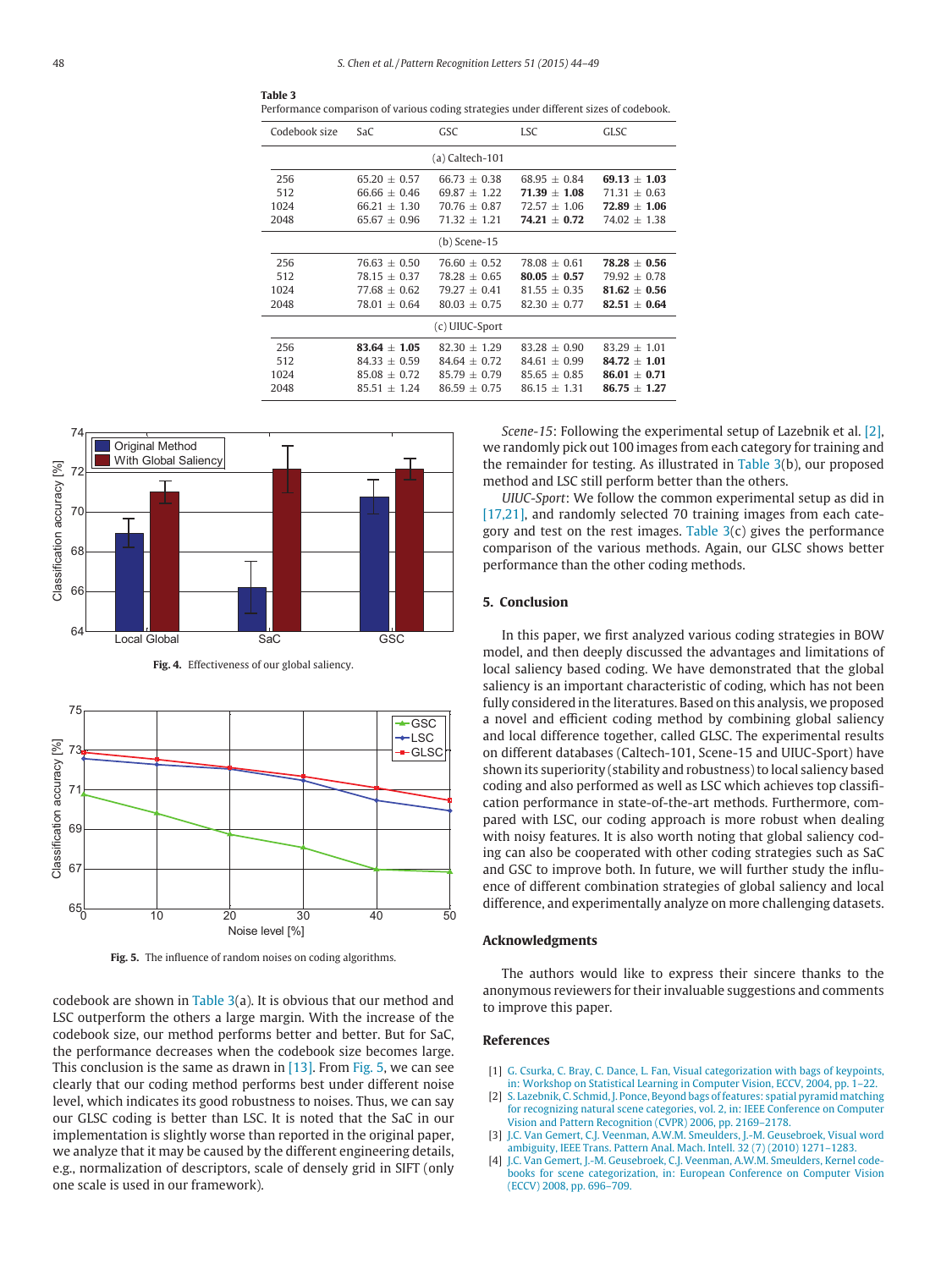**Table 3**
Performance comparison of various coding strategies under different sizes of codebook.

| Codebook size | SaC | GSC | LSC | GLSC |
|---|---|---|---|---|
| (a) Caltech-101 | | | | |
| 256 | 65.20 ± 0.57 | 66.73 ± 0.38 | 68.95 ± 0.84 | **69.13 ± 1.03** |
| 512 | 66.66 ± 0.46 | 69.87 ± 1.22 | **71.39 ± 1.08** | 71.31 ± 0.63 |
| 1024 | 66.21 ± 1.30 | 70.76 ± 0.87 | 72.57 ± 1.06 | **72.89 ± 1.06** |
| 2048 | 65.67 ± 0.96 | 71.32 ± 1.21 | **74.21 ± 0.72** | 74.02 ± 1.38 |
| (b) Scene-15 | | | | |
| 256 | 76.63 ± 0.50 | 76.60 ± 0.52 | 78.08 ± 0.61 | **78.28 ± 0.56** |
| 512 | 78.15 ± 0.37 | 78.28 ± 0.65 | **80.05 ± 0.57** | 79.92 ± 0.78 |
| 1024 | 77.68 ± 0.62 | 79.27 ± 0.41 | 81.55 ± 0.35 | **81.62 ± 0.56** |
| 2048 | 78.01 ± 0.64 | 80.03 ± 0.75 | 82.30 ± 0.77 | **82.51 ± 0.64** |
| (c) UIUC-Sport | | | | |
| 256 | **83.64 ± 1.05** | 82.30 ± 1.29 | 83.28 ± 0.90 | 83.29 ± 1.01 |
| 512 | 84.33 ± 0.59 | 84.64 ± 0.72 | 84.61 ± 0.99 | **84.72 ± 1.01** |
| 1024 | 85.08 ± 0.72 | 85.79 ± 0.79 | 85.65 ± 0.85 | **86.01 ± 0.71** |
| 2048 | 85.51 ± 1.24 | 86.59 ± 0.75 | 86.15 ± 1.31 | **86.75 ± 1.27** |

**Fig. 4.** Effectiveness of our global saliency.

**Fig. 5.** The influence of random noises on coding algorithms.

codebook are shown in Table 3(a). It is obvious that our method and LSC outperform the others a large margin. With the increase of the codebook size, our method performs better and better. But for SaC, the performance decreases when the codebook size becomes large. This conclusion is the same as drawn in [13]. From Fig. 5, we can see clearly that our coding method performs best under different noise level, which indicates its good robustness to noises. Thus, we can say our GLSC coding is better than LSC. It is noted that the SaC in our implementation is slightly worse than reported in the original paper, we analyze that it may be caused by the different engineering details, e.g., normalization of descriptors, scale of densely grid in SIFT (only one scale is used in our framework).

*Scene-15*: Following the experimental setup of Lazebnik et al. [2], we randomly pick out 100 images from each category for training and the remainder for testing. As illustrated in Table 3(b), our proposed method and LSC still perform better than the others.

*UIUC-Sport*: We follow the common experimental setup as did in [17,21], and randomly selected 70 training images from each category and test on the rest images. Table 3(c) gives the performance comparison of the various methods. Again, our GLSC shows better performance than the other coding methods.

## 5. Conclusion

In this paper, we first analyzed various coding strategies in BOW model, and then deeply discussed the advantages and limitations of local saliency based coding. We have demonstrated that the global saliency is an important characteristic of coding, which has not been fully considered in the literatures. Based on this analysis, we proposed a novel and efficient coding method by combining global saliency and local difference together, called GLSC. The experimental results on different databases (Caltech-101, Scene-15 and UIUC-Sport) have shown its superiority (stability and robustness) to local saliency based coding and also performed as well as LSC which achieves top classification performance in state-of-the-art methods. Furthermore, compared with LSC, our coding approach is more robust when dealing with noisy features. It is also worth noting that global saliency coding can also be cooperated with other coding strategies such as SaC and GSC to improve both. In future, we will further study the influence of different combination strategies of global saliency and local difference, and experimentally analyze on more challenging datasets.

## Acknowledgments

The authors would like to express their sincere thanks to the anonymous reviewers for their invaluable suggestions and comments to improve this paper.

## References

[1] G. Csurka, C. Bray, C. Dance, L. Fan, Visual categorization with bags of keypoints, in: Workshop on Statistical Learning in Computer Vision, ECCV, 2004, pp. 1–22.

[2] S. Lazebnik, C. Schmid, J. Ponce, Beyond bags of features: spatial pyramid matching for recognizing natural scene categories, vol. 2, in: IEEE Conference on Computer Vision and Pattern Recognition (CVPR) 2006, pp. 2169–2178.

[3] J.C. Van Gemert, C.J. Veenman, A.W.M. Smeulders, J.-M. Geusebroek, Visual word ambiguity, IEEE Trans. Pattern Anal. Mach. Intell. 32 (7) (2010) 1271–1283.

[4] J.C. Van Gemert, J.-M. Geusebroek, C.J. Veenman, A.W.M. Smeulders, Kernel codebooks for scene categorization, in: European Conference on Computer Vision (ECCV) 2008, pp. 696–709.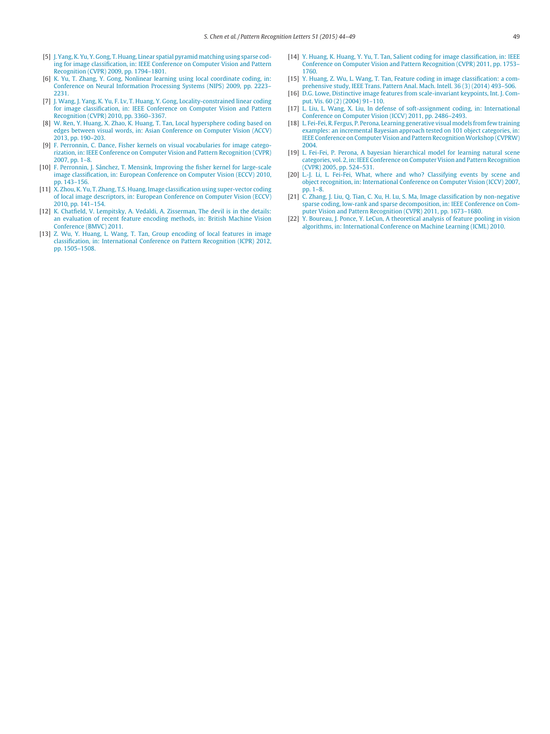[5] J. Yang, K. Yu, Y. Gong, T. Huang, Linear spatial pyramid matching using sparse coding for image classification, in: IEEE Conference on Computer Vision and Pattern Recognition (CVPR) 2009, pp. 1794–1801.

[6] K. Yu, T. Zhang, Y. Gong, Nonlinear learning using local coordinate coding, in: Conference on Neural Information Processing Systems (NIPS) 2009, pp. 2223–2231.

[7] J. Wang, J. Yang, K. Yu, F. Lv, T. Huang, Y. Gong, Locality-constrained linear coding for image classification, in: IEEE Conference on Computer Vision and Pattern Recognition (CVPR) 2010, pp. 3360–3367.

[8] W. Ren, Y. Huang, X. Zhao, K. Huang, T. Tan, Local hypersphere coding based on edges between visual words, in: Asian Conference on Computer Vision (ACCV) 2013, pp. 190–203.

[9] F. Perronnin, C. Dance, Fisher kernels on visual vocabularies for image categorization, in: IEEE Conference on Computer Vision and Pattern Recognition (CVPR) 2007, pp. 1–8.

[10] F. Perronnin, J. Sánchez, T. Mensink, Improving the fisher kernel for large-scale image classification, in: European Conference on Computer Vision (ECCV) 2010, pp. 143–156.

[11] X. Zhou, K. Yu, T. Zhang, T.S. Huang, Image classification using super-vector coding of local image descriptors, in: European Conference on Computer Vision (ECCV) 2010, pp. 141–154.

[12] K. Chatfield, V. Lempitsky, A. Vedaldi, A. Zisserman, The devil is in the details: an evaluation of recent feature encoding methods, in: British Machine Vision Conference (BMVC) 2011.

[13] Z. Wu, Y. Huang, L. Wang, T. Tan, Group encoding of local features in image classification, in: International Conference on Pattern Recognition (ICPR) 2012, pp. 1505–1508.

[14] Y. Huang, K. Huang, Y. Yu, T. Tan, Salient coding for image classification, in: IEEE Conference on Computer Vision and Pattern Recognition (CVPR) 2011, pp. 1753–1760.

[15] Y. Huang, Z. Wu, L. Wang, T. Tan, Feature coding in image classification: a comprehensive study, IEEE Trans. Pattern Anal. Mach. Intell. 36 (3) (2014) 493–506.

[16] D.G. Lowe, Distinctive image features from scale-invariant keypoints, Int. J. Comput. Vis. 60 (2) (2004) 91–110.

[17] L. Liu, L. Wang, X. Liu, In defense of soft-assignment coding, in: International Conference on Computer Vision (ICCV) 2011, pp. 2486–2493.

[18] L. Fei-Fei, R. Fergus, P. Perona, Learning generative visual models from few training examples: an incremental Bayesian approach tested on 101 object categories, in: IEEE Conference on Computer Vision and Pattern Recognition Workshop (CVPRW) 2004.

[19] L. Fei-Fei, P. Perona, A bayesian hierarchical model for learning natural scene categories, vol. 2, in: IEEE Conference on Computer Vision and Pattern Recognition (CVPR) 2005, pp. 524–531.

[20] L.-J. Li, L. Fei-Fei, What, where and who? Classifying events by scene and object recognition, in: International Conference on Computer Vision (ICCV) 2007, pp. 1–8.

[21] C. Zhang, J. Liu, Q. Tian, C. Xu, H. Lu, S. Ma, Image classification by non-negative sparse coding, low-rank and sparse decomposition, in: IEEE Conference on Computer Vision and Pattern Recognition (CVPR) 2011, pp. 1673–1680.

[22] Y. Boureau, J. Ponce, Y. LeCun, A theoretical analysis of feature pooling in vision algorithms, in: International Conference on Machine Learning (ICML) 2010.